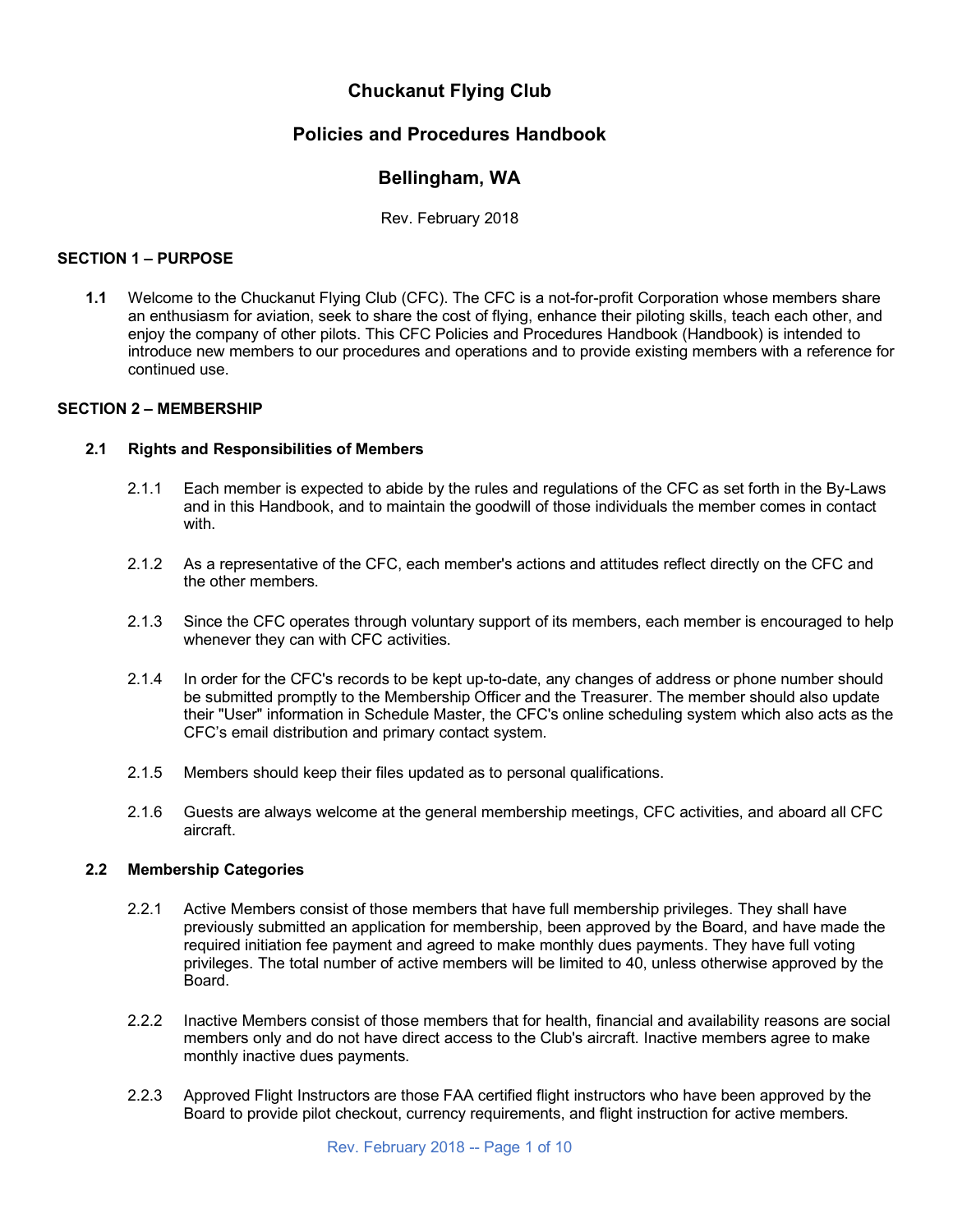# Chuckanut Flying Club

## Policies and Procedures Handbook

## Bellingham, WA

Rev. February 2018

### SECTION 1 – PURPOSE

**1.1** Welcome to the Chuckanut Flying Club (CFC). The CFC is a not-for-profit Corporation whose members share an enthusiasm for aviation, seek to share the cost of flying, enhance their piloting skills, teach each other, and enjoy the company of other pilots. This CFC Policies and Procedures Handbook (Handbook) is intended to introduce new members to our procedures and operations and to provide existing members with a reference for continued use.

### SECTION 2 – MEMBERSHIP

#### 2.1 Rights and Responsibilities of Members

2.1.1 Each member is expected to abide by the rules and regulations of the CFC as set forth in the By-Laws and in this Handbook, and to maintain the goodwill of those individuals the member comes in contact with.

2.1.2 As a representative of the CFC, each member's actions and attitudes reflect directly on the CFC and the other members.

2.1.3 Since the CFC operates through voluntary support of its members, each member is encouraged to help whenever they can with CFC activities.

2.1.4 In order for the CFC's records to be kept up-to-date, any changes of address or phone number should be submitted promptly to the Membership Officer and the Treasurer. The member should also update their "User" information in Schedule Master, the CFC's online scheduling system which also acts as the CFC's email distribution and primary contact system.

2.1.5 Members should keep their files updated as to personal qualifications.

2.1.6 Guests are always welcome at the general membership meetings, CFC activities, and aboard all CFC aircraft.

#### 2.2 Membership Categories

2.2.1 Active Members consist of those members that have full membership privileges. They shall have previously submitted an application for membership, been approved by the Board, and have made the required initiation fee payment and agreed to make monthly dues payments. They have full voting privileges. The total number of active members will be limited to 40, unless otherwise approved by the Board.

2.2.2 Inactive Members consist of those members that for health, financial and availability reasons are social members only and do not have direct access to the Club's aircraft. Inactive members agree to make monthly inactive dues payments.

2.2.3 Approved Flight Instructors are those FAA certified flight instructors who have been approved by the Board to provide pilot checkout, currency requirements, and flight instruction for active members.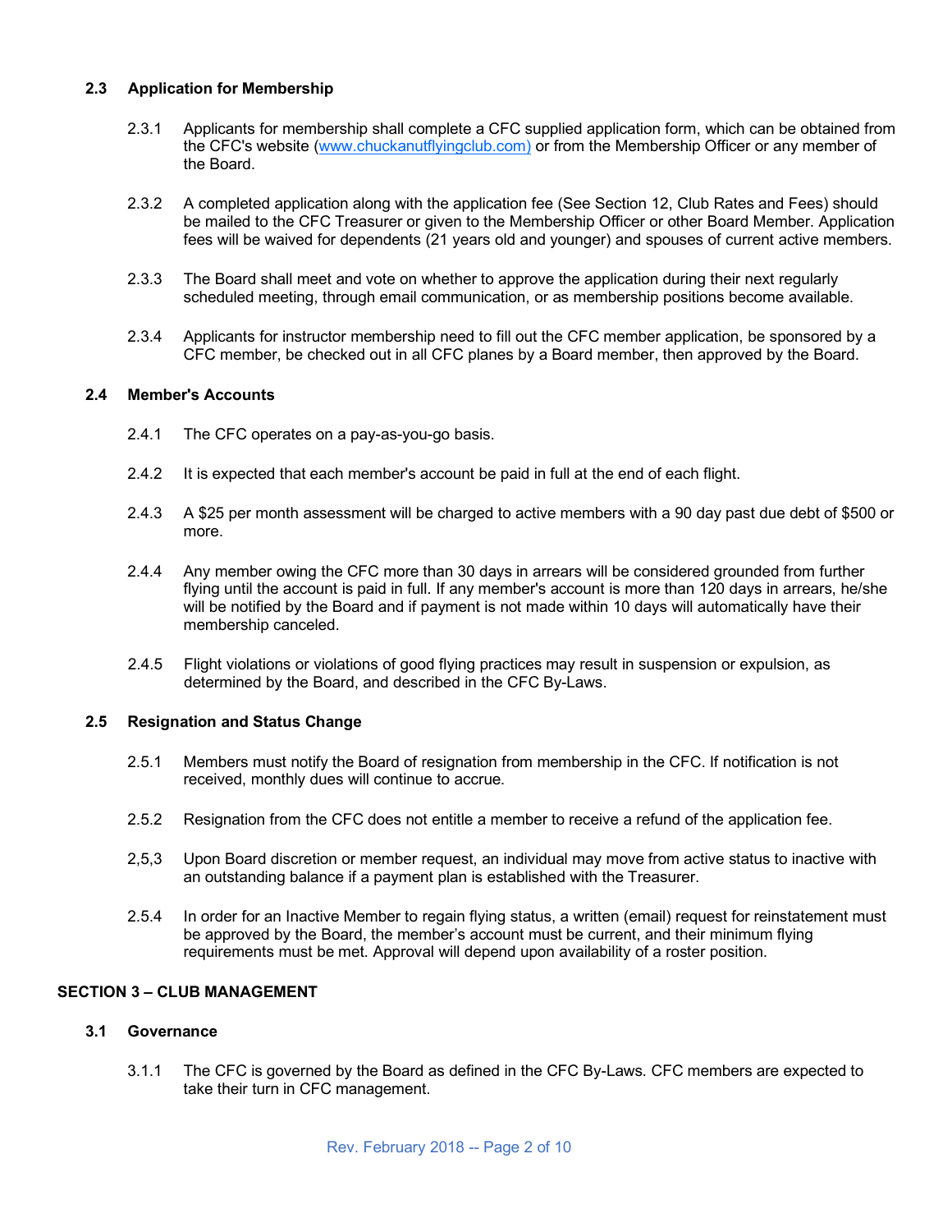### 2.3 Application for Membership

2.3.1 Applicants for membership shall complete a CFC supplied application form, which can be obtained from the CFC's website (www.chuckanutflyingclub.com) or from the Membership Officer or any member of the Board.

2.3.2 A completed application along with the application fee (See Section 12, Club Rates and Fees) should be mailed to the CFC Treasurer or given to the Membership Officer or other Board Member. Application fees will be waived for dependents (21 years old and younger) and spouses of current active members.

2.3.3 The Board shall meet and vote on whether to approve the application during their next regularly scheduled meeting, through email communication, or as membership positions become available.

2.3.4 Applicants for instructor membership need to fill out the CFC member application, be sponsored by a CFC member, be checked out in all CFC planes by a Board member, then approved by the Board.

### 2.4 Member's Accounts

2.4.1 The CFC operates on a pay-as-you-go basis.

2.4.2 It is expected that each member's account be paid in full at the end of each flight.

2.4.3 A $25 per month assessment will be charged to active members with a 90 day past due debt of $500 or more.

2.4.4 Any member owing the CFC more than 30 days in arrears will be considered grounded from further flying until the account is paid in full. If any member's account is more than 120 days in arrears, he/she will be notified by the Board and if payment is not made within 10 days will automatically have their membership canceled.

2.4.5 Flight violations or violations of good flying practices may result in suspension or expulsion, as determined by the Board, and described in the CFC By-Laws.

### 2.5 Resignation and Status Change

2.5.1 Members must notify the Board of resignation from membership in the CFC. If notification is not received, monthly dues will continue to accrue.

2.5.2 Resignation from the CFC does not entitle a member to receive a refund of the application fee.

2,5,3 Upon Board discretion or member request, an individual may move from active status to inactive with an outstanding balance if a payment plan is established with the Treasurer.

2.5.4 In order for an Inactive Member to regain flying status, a written (email) request for reinstatement must be approved by the Board, the member's account must be current, and their minimum flying requirements must be met. Approval will depend upon availability of a roster position.

## SECTION 3 – CLUB MANAGEMENT

### 3.1 Governance

3.1.1 The CFC is governed by the Board as defined in the CFC By-Laws. CFC members are expected to take their turn in CFC management.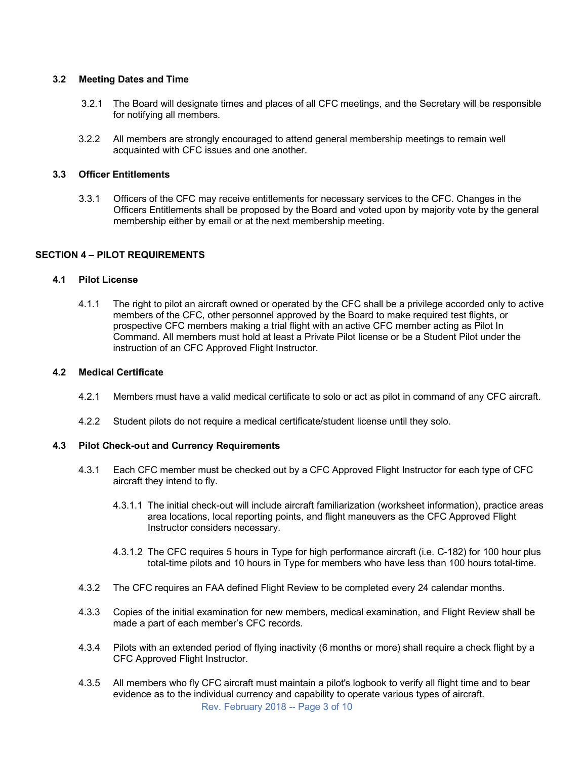### 3.2 Meeting Dates and Time

3.2.1 The Board will designate times and places of all CFC meetings, and the Secretary will be responsible for notifying all members.

3.2.2 All members are strongly encouraged to attend general membership meetings to remain well acquainted with CFC issues and one another.

### 3.3 Officer Entitlements

3.3.1 Officers of the CFC may receive entitlements for necessary services to the CFC. Changes in the Officers Entitlements shall be proposed by the Board and voted upon by majority vote by the general membership either by email or at the next membership meeting.

## SECTION 4 – PILOT REQUIREMENTS

### 4.1 Pilot License

4.1.1 The right to pilot an aircraft owned or operated by the CFC shall be a privilege accorded only to active members of the CFC, other personnel approved by the Board to make required test flights, or prospective CFC members making a trial flight with an active CFC member acting as Pilot In Command. All members must hold at least a Private Pilot license or be a Student Pilot under the instruction of an CFC Approved Flight Instructor.

### 4.2 Medical Certificate

4.2.1 Members must have a valid medical certificate to solo or act as pilot in command of any CFC aircraft.

4.2.2 Student pilots do not require a medical certificate/student license until they solo.

### 4.3 Pilot Check-out and Currency Requirements

4.3.1 Each CFC member must be checked out by a CFC Approved Flight Instructor for each type of CFC aircraft they intend to fly.

4.3.1.1 The initial check-out will include aircraft familiarization (worksheet information), practice areas area locations, local reporting points, and flight maneuvers as the CFC Approved Flight Instructor considers necessary.

4.3.1.2 The CFC requires 5 hours in Type for high performance aircraft (i.e. C-182) for 100 hour plus total-time pilots and 10 hours in Type for members who have less than 100 hours total-time.

4.3.2 The CFC requires an FAA defined Flight Review to be completed every 24 calendar months.

4.3.3 Copies of the initial examination for new members, medical examination, and Flight Review shall be made a part of each member's CFC records.

4.3.4 Pilots with an extended period of flying inactivity (6 months or more) shall require a check flight by a CFC Approved Flight Instructor.

4.3.5 All members who fly CFC aircraft must maintain a pilot's logbook to verify all flight time and to bear evidence as to the individual currency and capability to operate various types of aircraft.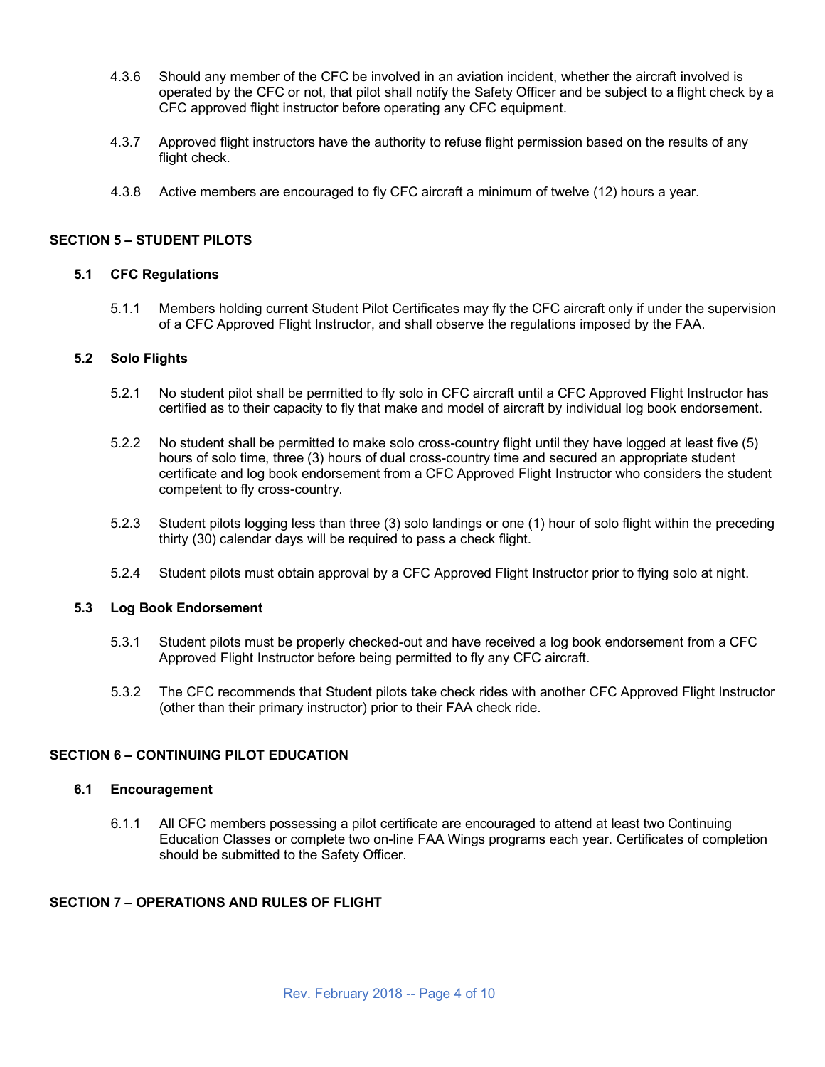4.3.6 Should any member of the CFC be involved in an aviation incident, whether the aircraft involved is operated by the CFC or not, that pilot shall notify the Safety Officer and be subject to a flight check by a CFC approved flight instructor before operating any CFC equipment.

4.3.7 Approved flight instructors have the authority to refuse flight permission based on the results of any flight check.

4.3.8 Active members are encouraged to fly CFC aircraft a minimum of twelve (12) hours a year.

## SECTION 5 – STUDENT PILOTS

### 5.1 CFC Regulations

5.1.1 Members holding current Student Pilot Certificates may fly the CFC aircraft only if under the supervision of a CFC Approved Flight Instructor, and shall observe the regulations imposed by the FAA.

### 5.2 Solo Flights

5.2.1 No student pilot shall be permitted to fly solo in CFC aircraft until a CFC Approved Flight Instructor has certified as to their capacity to fly that make and model of aircraft by individual log book endorsement.

5.2.2 No student shall be permitted to make solo cross-country flight until they have logged at least five (5) hours of solo time, three (3) hours of dual cross-country time and secured an appropriate student certificate and log book endorsement from a CFC Approved Flight Instructor who considers the student competent to fly cross-country.

5.2.3 Student pilots logging less than three (3) solo landings or one (1) hour of solo flight within the preceding thirty (30) calendar days will be required to pass a check flight.

5.2.4 Student pilots must obtain approval by a CFC Approved Flight Instructor prior to flying solo at night.

### 5.3 Log Book Endorsement

5.3.1 Student pilots must be properly checked-out and have received a log book endorsement from a CFC Approved Flight Instructor before being permitted to fly any CFC aircraft.

5.3.2 The CFC recommends that Student pilots take check rides with another CFC Approved Flight Instructor (other than their primary instructor) prior to their FAA check ride.

## SECTION 6 – CONTINUING PILOT EDUCATION

### 6.1 Encouragement

6.1.1 All CFC members possessing a pilot certificate are encouraged to attend at least two Continuing Education Classes or complete two on-line FAA Wings programs each year. Certificates of completion should be submitted to the Safety Officer.

## SECTION 7 – OPERATIONS AND RULES OF FLIGHT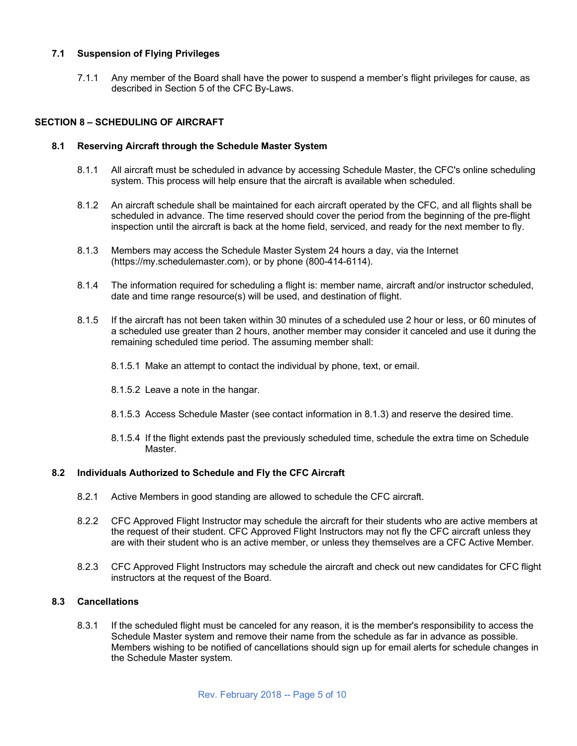### 7.1 Suspension of Flying Privileges

7.1.1 Any member of the Board shall have the power to suspend a member's flight privileges for cause, as described in Section 5 of the CFC By-Laws.

## SECTION 8 – SCHEDULING OF AIRCRAFT

### 8.1 Reserving Aircraft through the Schedule Master System

8.1.1 All aircraft must be scheduled in advance by accessing Schedule Master, the CFC's online scheduling system. This process will help ensure that the aircraft is available when scheduled.

8.1.2 An aircraft schedule shall be maintained for each aircraft operated by the CFC, and all flights shall be scheduled in advance. The time reserved should cover the period from the beginning of the pre-flight inspection until the aircraft is back at the home field, serviced, and ready for the next member to fly.

8.1.3 Members may access the Schedule Master System 24 hours a day, via the Internet (https://my.schedulemaster.com), or by phone (800-414-6114).

8.1.4 The information required for scheduling a flight is: member name, aircraft and/or instructor scheduled, date and time range resource(s) will be used, and destination of flight.

8.1.5 If the aircraft has not been taken within 30 minutes of a scheduled use 2 hour or less, or 60 minutes of a scheduled use greater than 2 hours, another member may consider it canceled and use it during the remaining scheduled time period. The assuming member shall:

8.1.5.1 Make an attempt to contact the individual by phone, text, or email.

8.1.5.2 Leave a note in the hangar.

8.1.5.3 Access Schedule Master (see contact information in 8.1.3) and reserve the desired time.

8.1.5.4 If the flight extends past the previously scheduled time, schedule the extra time on Schedule Master.

### 8.2 Individuals Authorized to Schedule and Fly the CFC Aircraft

8.2.1 Active Members in good standing are allowed to schedule the CFC aircraft.

8.2.2 CFC Approved Flight Instructor may schedule the aircraft for their students who are active members at the request of their student. CFC Approved Flight Instructors may not fly the CFC aircraft unless they are with their student who is an active member, or unless they themselves are a CFC Active Member.

8.2.3 CFC Approved Flight Instructors may schedule the aircraft and check out new candidates for CFC flight instructors at the request of the Board.

### 8.3 Cancellations

8.3.1 If the scheduled flight must be canceled for any reason, it is the member's responsibility to access the Schedule Master system and remove their name from the schedule as far in advance as possible. Members wishing to be notified of cancellations should sign up for email alerts for schedule changes in the Schedule Master system.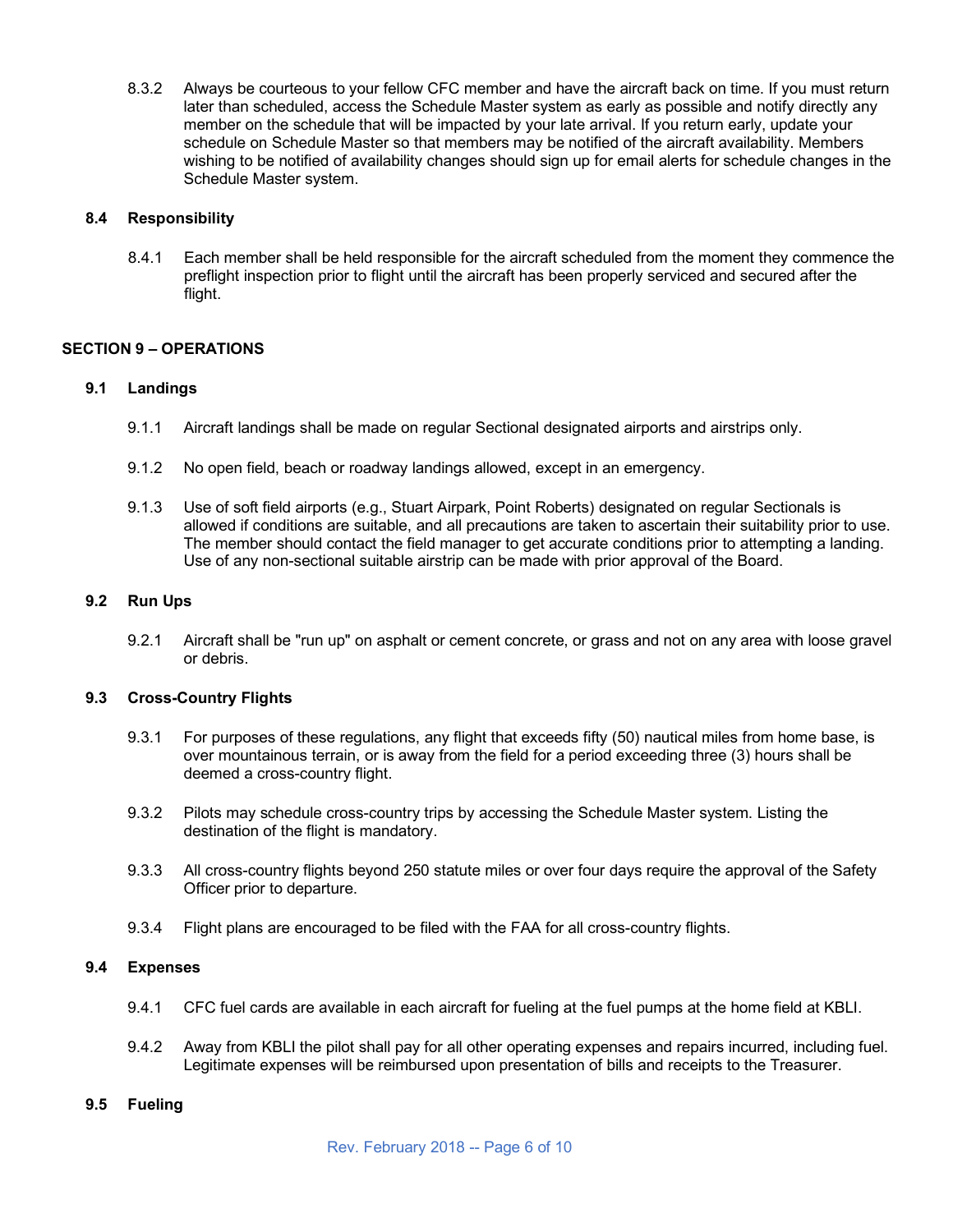8.3.2 Always be courteous to your fellow CFC member and have the aircraft back on time. If you must return later than scheduled, access the Schedule Master system as early as possible and notify directly any member on the schedule that will be impacted by your late arrival. If you return early, update your schedule on Schedule Master so that members may be notified of the aircraft availability. Members wishing to be notified of availability changes should sign up for email alerts for schedule changes in the Schedule Master system.

### 8.4 Responsibility

8.4.1 Each member shall be held responsible for the aircraft scheduled from the moment they commence the preflight inspection prior to flight until the aircraft has been properly serviced and secured after the flight.

## SECTION 9 – OPERATIONS

### 9.1 Landings

9.1.1 Aircraft landings shall be made on regular Sectional designated airports and airstrips only.

9.1.2 No open field, beach or roadway landings allowed, except in an emergency.

9.1.3 Use of soft field airports (e.g., Stuart Airpark, Point Roberts) designated on regular Sectionals is allowed if conditions are suitable, and all precautions are taken to ascertain their suitability prior to use. The member should contact the field manager to get accurate conditions prior to attempting a landing. Use of any non-sectional suitable airstrip can be made with prior approval of the Board.

### 9.2 Run Ups

9.2.1 Aircraft shall be "run up" on asphalt or cement concrete, or grass and not on any area with loose gravel or debris.

### 9.3 Cross-Country Flights

9.3.1 For purposes of these regulations, any flight that exceeds fifty (50) nautical miles from home base, is over mountainous terrain, or is away from the field for a period exceeding three (3) hours shall be deemed a cross-country flight.

9.3.2 Pilots may schedule cross-country trips by accessing the Schedule Master system. Listing the destination of the flight is mandatory.

9.3.3 All cross-country flights beyond 250 statute miles or over four days require the approval of the Safety Officer prior to departure.

9.3.4 Flight plans are encouraged to be filed with the FAA for all cross-country flights.

### 9.4 Expenses

9.4.1 CFC fuel cards are available in each aircraft for fueling at the fuel pumps at the home field at KBLI.

9.4.2 Away from KBLI the pilot shall pay for all other operating expenses and repairs incurred, including fuel. Legitimate expenses will be reimbursed upon presentation of bills and receipts to the Treasurer.

### 9.5 Fueling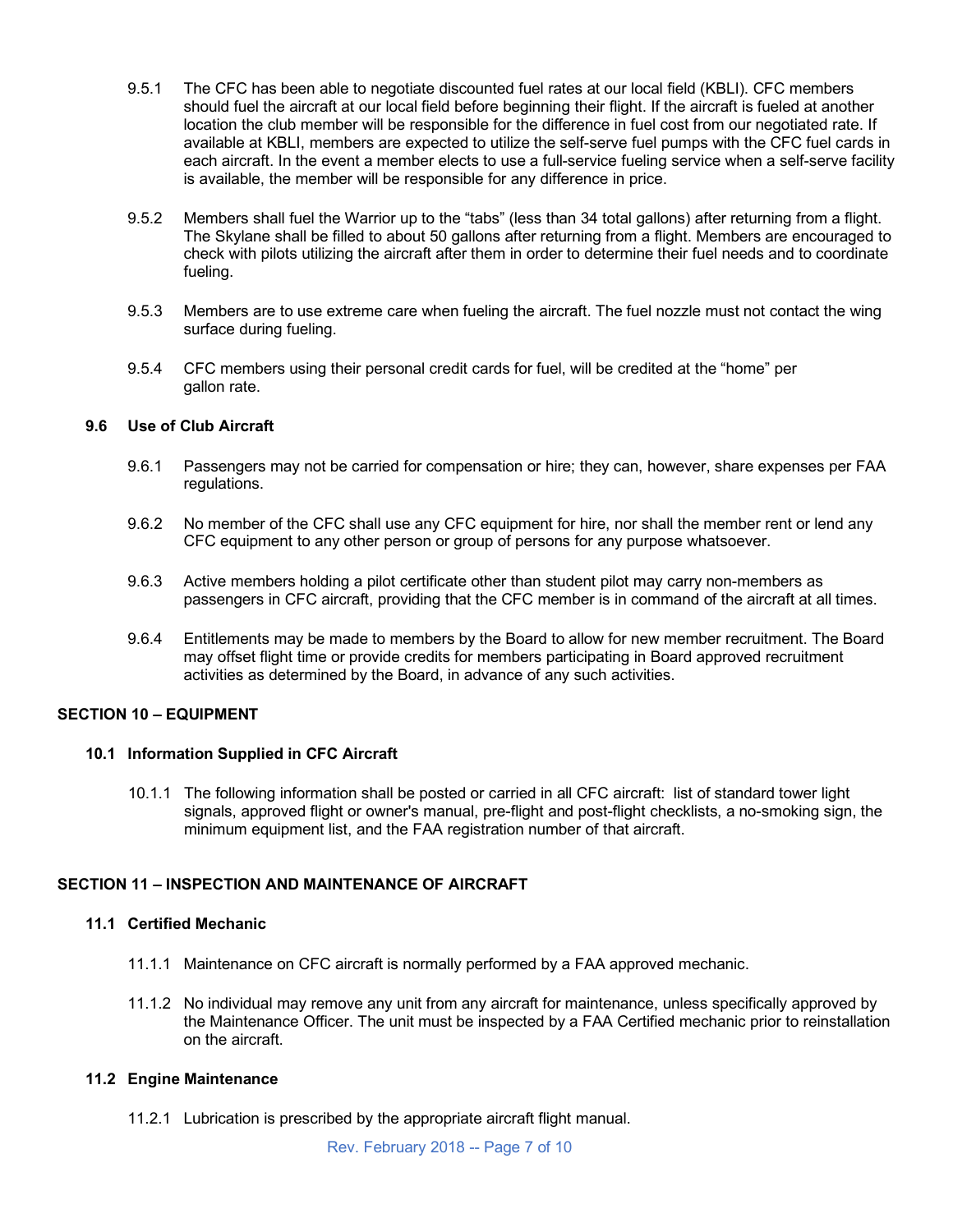9.5.1 The CFC has been able to negotiate discounted fuel rates at our local field (KBLI). CFC members should fuel the aircraft at our local field before beginning their flight. If the aircraft is fueled at another location the club member will be responsible for the difference in fuel cost from our negotiated rate. If available at KBLI, members are expected to utilize the self-serve fuel pumps with the CFC fuel cards in each aircraft. In the event a member elects to use a full-service fueling service when a self-serve facility is available, the member will be responsible for any difference in price.

9.5.2 Members shall fuel the Warrior up to the "tabs" (less than 34 total gallons) after returning from a flight. The Skylane shall be filled to about 50 gallons after returning from a flight. Members are encouraged to check with pilots utilizing the aircraft after them in order to determine their fuel needs and to coordinate fueling.

9.5.3 Members are to use extreme care when fueling the aircraft. The fuel nozzle must not contact the wing surface during fueling.

9.5.4 CFC members using their personal credit cards for fuel, will be credited at the "home" per gallon rate.

### 9.6 Use of Club Aircraft

9.6.1 Passengers may not be carried for compensation or hire; they can, however, share expenses per FAA regulations.

9.6.2 No member of the CFC shall use any CFC equipment for hire, nor shall the member rent or lend any CFC equipment to any other person or group of persons for any purpose whatsoever.

9.6.3 Active members holding a pilot certificate other than student pilot may carry non-members as passengers in CFC aircraft, providing that the CFC member is in command of the aircraft at all times.

9.6.4 Entitlements may be made to members by the Board to allow for new member recruitment. The Board may offset flight time or provide credits for members participating in Board approved recruitment activities as determined by the Board, in advance of any such activities.

## SECTION 10 – EQUIPMENT

### 10.1 Information Supplied in CFC Aircraft

10.1.1 The following information shall be posted or carried in all CFC aircraft: list of standard tower light signals, approved flight or owner's manual, pre-flight and post-flight checklists, a no-smoking sign, the minimum equipment list, and the FAA registration number of that aircraft.

## SECTION 11 – INSPECTION AND MAINTENANCE OF AIRCRAFT

### 11.1 Certified Mechanic

11.1.1 Maintenance on CFC aircraft is normally performed by a FAA approved mechanic.

11.1.2 No individual may remove any unit from any aircraft for maintenance, unless specifically approved by the Maintenance Officer. The unit must be inspected by a FAA Certified mechanic prior to reinstallation on the aircraft.

### 11.2 Engine Maintenance

11.2.1 Lubrication is prescribed by the appropriate aircraft flight manual.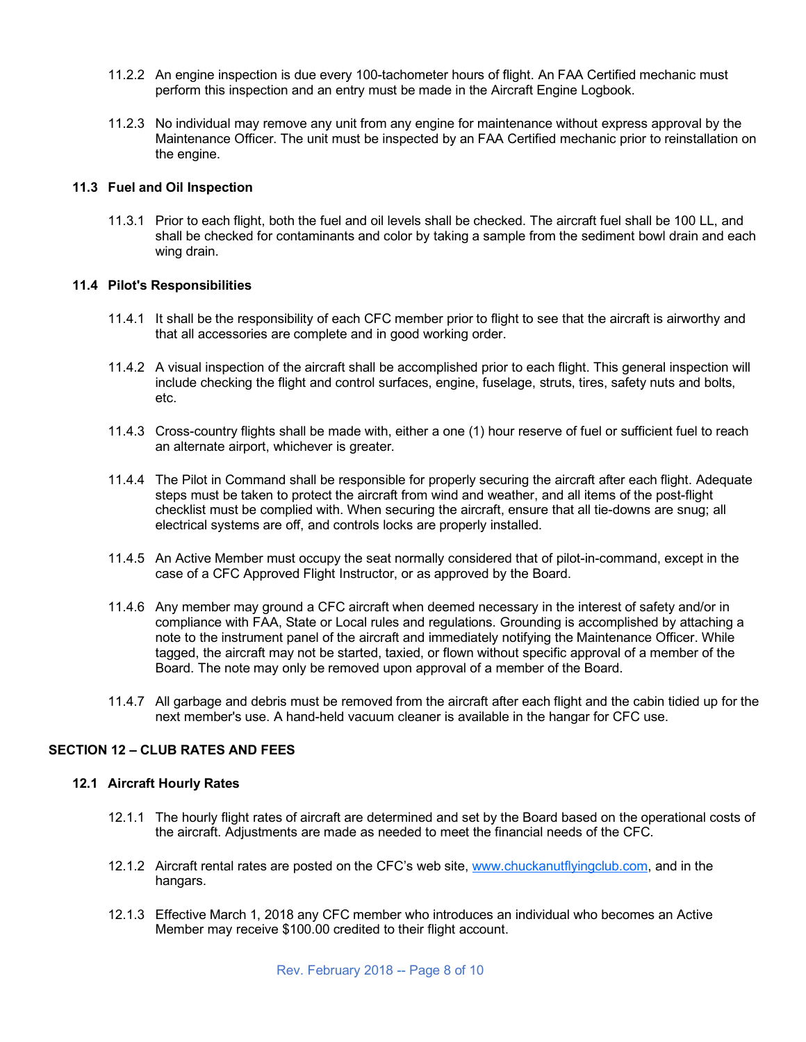11.2.2 An engine inspection is due every 100-tachometer hours of flight. An FAA Certified mechanic must perform this inspection and an entry must be made in the Aircraft Engine Logbook.

11.2.3 No individual may remove any unit from any engine for maintenance without express approval by the Maintenance Officer. The unit must be inspected by an FAA Certified mechanic prior to reinstallation on the engine.

### 11.3 Fuel and Oil Inspection

11.3.1 Prior to each flight, both the fuel and oil levels shall be checked. The aircraft fuel shall be 100 LL, and shall be checked for contaminants and color by taking a sample from the sediment bowl drain and each wing drain.

### 11.4 Pilot's Responsibilities

11.4.1 It shall be the responsibility of each CFC member prior to flight to see that the aircraft is airworthy and that all accessories are complete and in good working order.

11.4.2 A visual inspection of the aircraft shall be accomplished prior to each flight. This general inspection will include checking the flight and control surfaces, engine, fuselage, struts, tires, safety nuts and bolts, etc.

11.4.3 Cross-country flights shall be made with, either a one (1) hour reserve of fuel or sufficient fuel to reach an alternate airport, whichever is greater.

11.4.4 The Pilot in Command shall be responsible for properly securing the aircraft after each flight. Adequate steps must be taken to protect the aircraft from wind and weather, and all items of the post-flight checklist must be complied with. When securing the aircraft, ensure that all tie-downs are snug; all electrical systems are off, and controls locks are properly installed.

11.4.5 An Active Member must occupy the seat normally considered that of pilot-in-command, except in the case of a CFC Approved Flight Instructor, or as approved by the Board.

11.4.6 Any member may ground a CFC aircraft when deemed necessary in the interest of safety and/or in compliance with FAA, State or Local rules and regulations. Grounding is accomplished by attaching a note to the instrument panel of the aircraft and immediately notifying the Maintenance Officer. While tagged, the aircraft may not be started, taxied, or flown without specific approval of a member of the Board. The note may only be removed upon approval of a member of the Board.

11.4.7 All garbage and debris must be removed from the aircraft after each flight and the cabin tidied up for the next member's use. A hand-held vacuum cleaner is available in the hangar for CFC use.

## SECTION 12 – CLUB RATES AND FEES

### 12.1 Aircraft Hourly Rates

12.1.1 The hourly flight rates of aircraft are determined and set by the Board based on the operational costs of the aircraft. Adjustments are made as needed to meet the financial needs of the CFC.

12.1.2 Aircraft rental rates are posted on the CFC's web site, [www.chuckanutflyingclub.com](http://www.chuckanutflyingclub.com), and in the hangars.

12.1.3 Effective March 1, 2018 any CFC member who introduces an individual who becomes an Active Member may receive $100.00 credited to their flight account.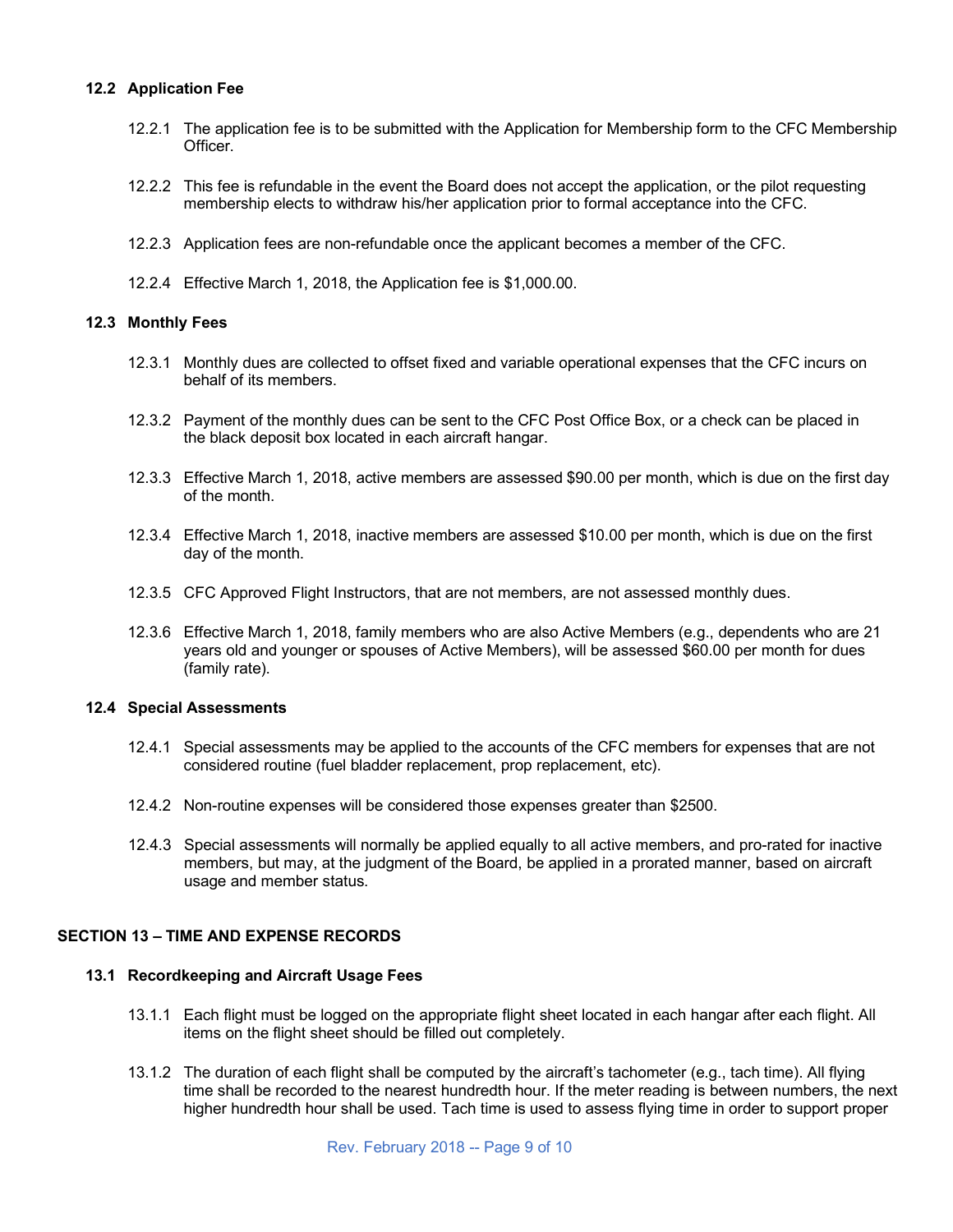### 12.2 Application Fee

12.2.1 The application fee is to be submitted with the Application for Membership form to the CFC Membership Officer.

12.2.2 This fee is refundable in the event the Board does not accept the application, or the pilot requesting membership elects to withdraw his/her application prior to formal acceptance into the CFC.

12.2.3 Application fees are non-refundable once the applicant becomes a member of the CFC.

12.2.4 Effective March 1, 2018, the Application fee is $1,000.00.

### 12.3 Monthly Fees

12.3.1 Monthly dues are collected to offset fixed and variable operational expenses that the CFC incurs on behalf of its members.

12.3.2 Payment of the monthly dues can be sent to the CFC Post Office Box, or a check can be placed in the black deposit box located in each aircraft hangar.

12.3.3 Effective March 1, 2018, active members are assessed $90.00 per month, which is due on the first day of the month.

12.3.4 Effective March 1, 2018, inactive members are assessed $10.00 per month, which is due on the first day of the month.

12.3.5 CFC Approved Flight Instructors, that are not members, are not assessed monthly dues.

12.3.6 Effective March 1, 2018, family members who are also Active Members (e.g., dependents who are 21 years old and younger or spouses of Active Members), will be assessed $60.00 per month for dues (family rate).

### 12.4 Special Assessments

12.4.1 Special assessments may be applied to the accounts of the CFC members for expenses that are not considered routine (fuel bladder replacement, prop replacement, etc).

12.4.2 Non-routine expenses will be considered those expenses greater than $2500.

12.4.3 Special assessments will normally be applied equally to all active members, and pro-rated for inactive members, but may, at the judgment of the Board, be applied in a prorated manner, based on aircraft usage and member status.

## SECTION 13 – TIME AND EXPENSE RECORDS

### 13.1 Recordkeeping and Aircraft Usage Fees

13.1.1 Each flight must be logged on the appropriate flight sheet located in each hangar after each flight. All items on the flight sheet should be filled out completely.

13.1.2 The duration of each flight shall be computed by the aircraft's tachometer (e.g., tach time). All flying time shall be recorded to the nearest hundredth hour. If the meter reading is between numbers, the next higher hundredth hour shall be used. Tach time is used to assess flying time in order to support proper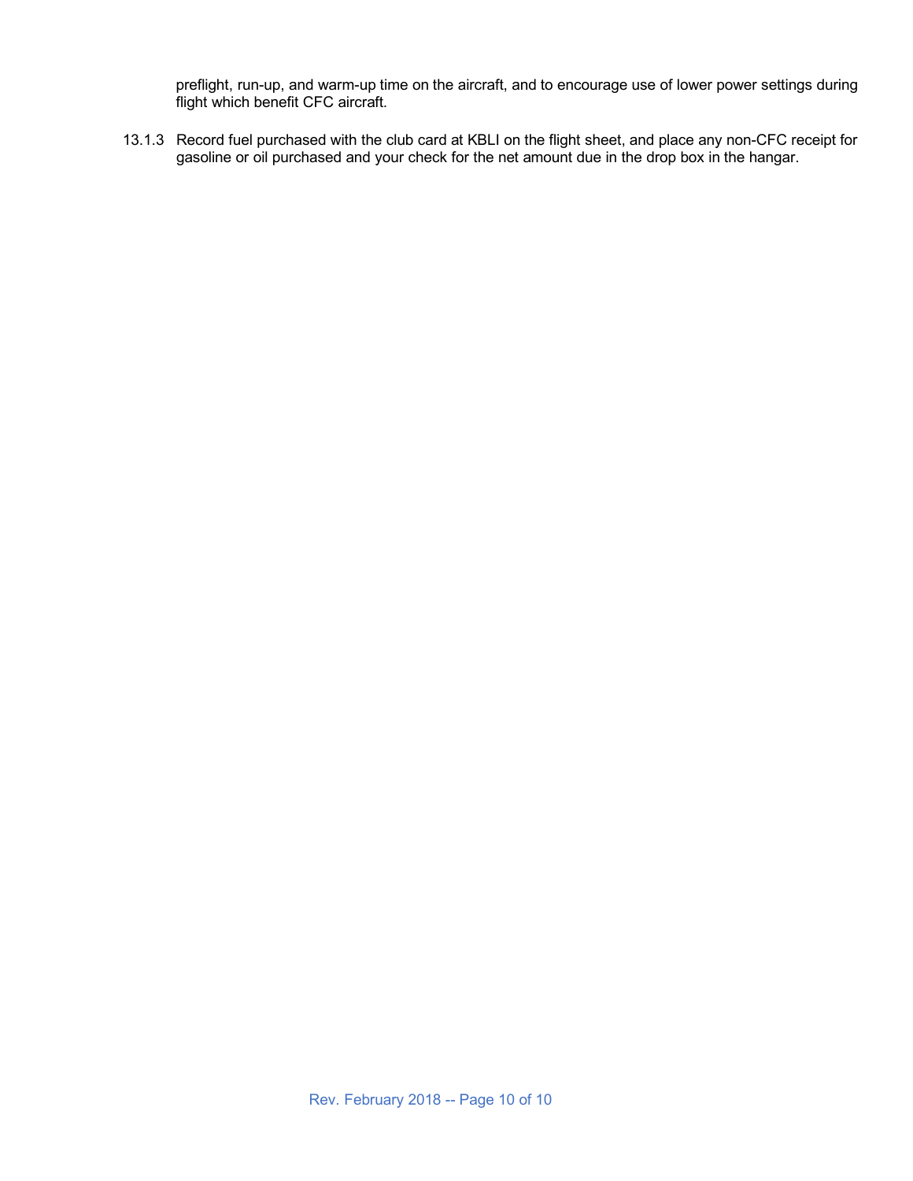preflight, run-up, and warm-up time on the aircraft, and to encourage use of lower power settings during flight which benefit CFC aircraft.

13.1.3 Record fuel purchased with the club card at KBLI on the flight sheet, and place any non-CFC receipt for gasoline or oil purchased and your check for the net amount due in the drop box in the hangar.